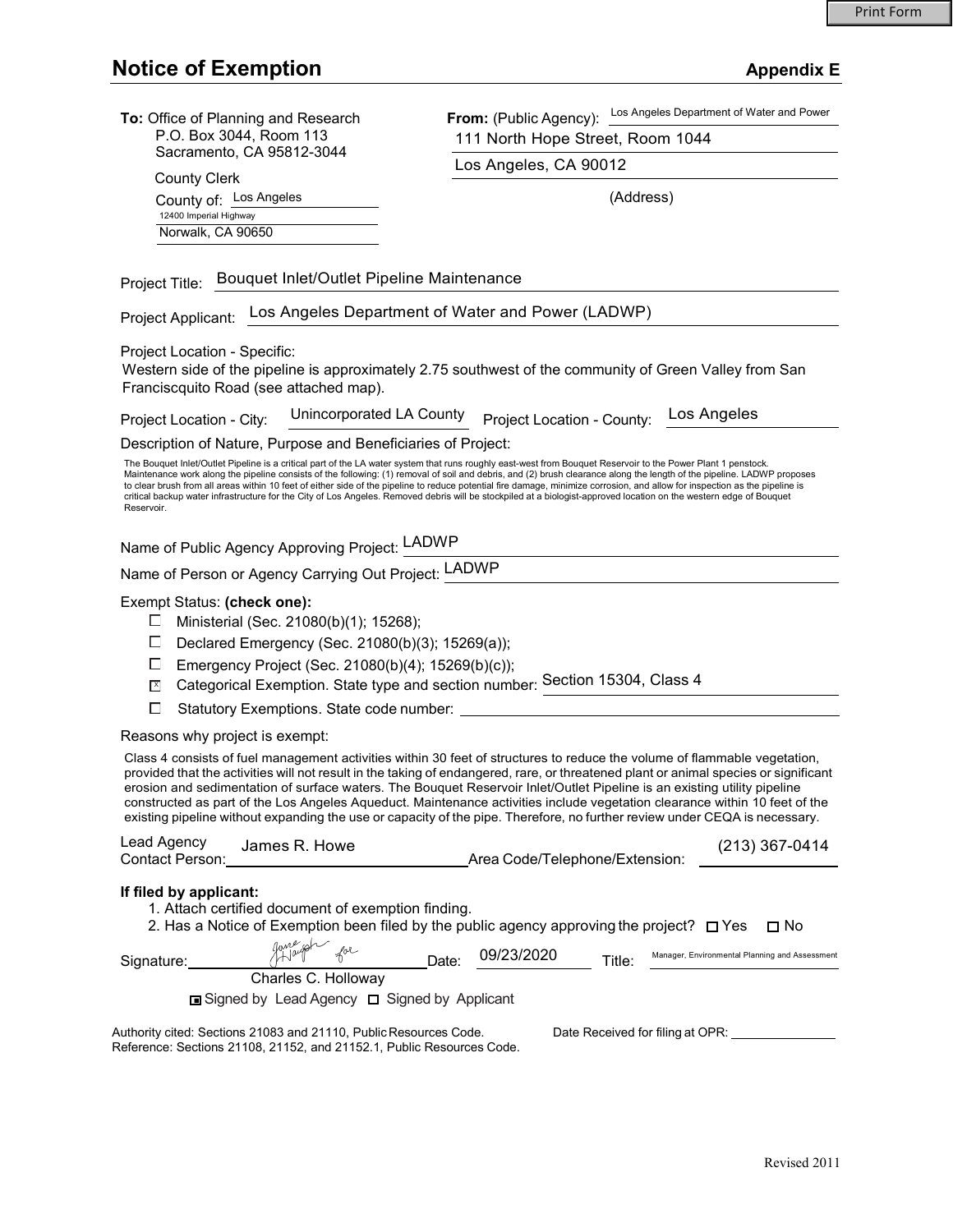# Notice of Exemption

**Appendix E**

**To:** Office of Planning and Research
P.O. Box 3044, Room 113
Sacramento, CA 95812-3044

County Clerk
County of: Los Angeles
12400 Imperial Highway
Norwalk, CA 90650

**From:** (Public Agency): Los Angeles Department of Water and Power
111 North Hope Street, Room 1044
Los Angeles, CA 90012
(Address)

Project Title: Bouquet Inlet/Outlet Pipeline Maintenance

Project Applicant: Los Angeles Department of Water and Power (LADWP)

Project Location - Specific:
Western side of the pipeline is approximately 2.75 southwest of the community of Green Valley from San Franciscquito Road (see attached map).

Project Location - City: Unincorporated LA County    Project Location - County: Los Angeles

Description of Nature, Purpose and Beneficiaries of Project:

The Bouquet Inlet/Outlet Pipeline is a critical part of the LA water system that runs roughly east-west from Bouquet Reservoir to the Power Plant 1 penstock. Maintenance work along the pipeline consists of the following: (1) removal of soil and debris, and (2) brush clearance along the length of the pipeline. LADWP proposes to clear brush from all areas within 10 feet of either side of the pipeline to reduce potential fire damage, minimize corrosion, and allow for inspection as the pipeline is critical backup water infrastructure for the City of Los Angeles. Removed debris will be stockpiled at a biologist-approved location on the western edge of Bouquet Reservoir.

Name of Public Agency Approving Project: LADWP

Name of Person or Agency Carrying Out Project: LADWP

Exempt Status: **(check one):**

- ☐ Ministerial (Sec. 21080(b)(1); 15268);
- ☐ Declared Emergency (Sec. 21080(b)(3); 15269(a));
- ☐ Emergency Project (Sec. 21080(b)(4); 15269(b)(c));
- ☒ Categorical Exemption. State type and section number: Section 15304, Class 4
- ☐ Statutory Exemptions. State code number:

Reasons why project is exempt:

Class 4 consists of fuel management activities within 30 feet of structures to reduce the volume of flammable vegetation, provided that the activities will not result in the taking of endangered, rare, or threatened plant or animal species or significant erosion and sedimentation of surface waters. The Bouquet Reservoir Inlet/Outlet Pipeline is an existing utility pipeline constructed as part of the Los Angeles Aqueduct. Maintenance activities include vegetation clearance within 10 feet of the existing pipeline without expanding the use or capacity of the pipe. Therefore, no further review under CEQA is necessary.

Lead Agency Contact Person: James R. Howe    Area Code/Telephone/Extension: (213) 367-0414

**If filed by applicant:**

1. Attach certified document of exemption finding.
2. Has a Notice of Exemption been filed by the public agency approving the project? ☐ Yes ☐ No

Signature: James Howe for Charles C. Holloway    Date: 09/23/2020    Title: Manager, Environmental Planning and Assessment

☒ Signed by Lead Agency ☐ Signed by Applicant

Authority cited: Sections 21083 and 21110, Public Resources Code.
Reference: Sections 21108, 21152, and 21152.1, Public Resources Code.

Date Received for filing at OPR:

Revised 2011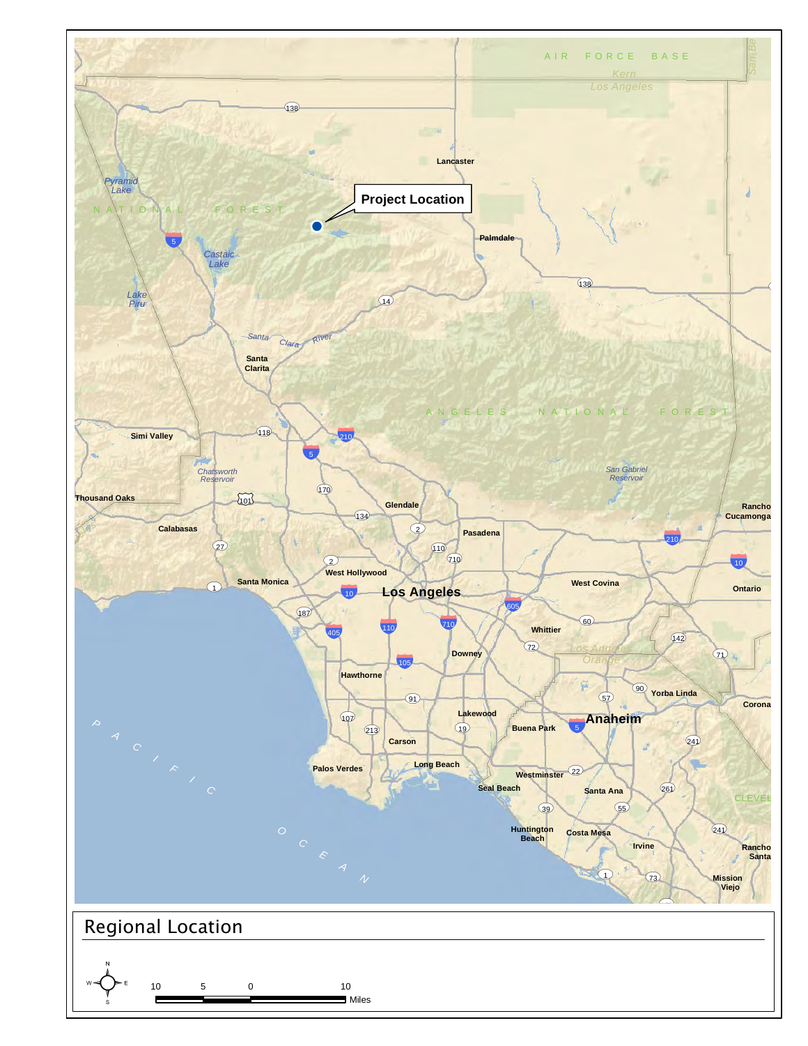Project Location

## Regional Location

10 5 0 10
Miles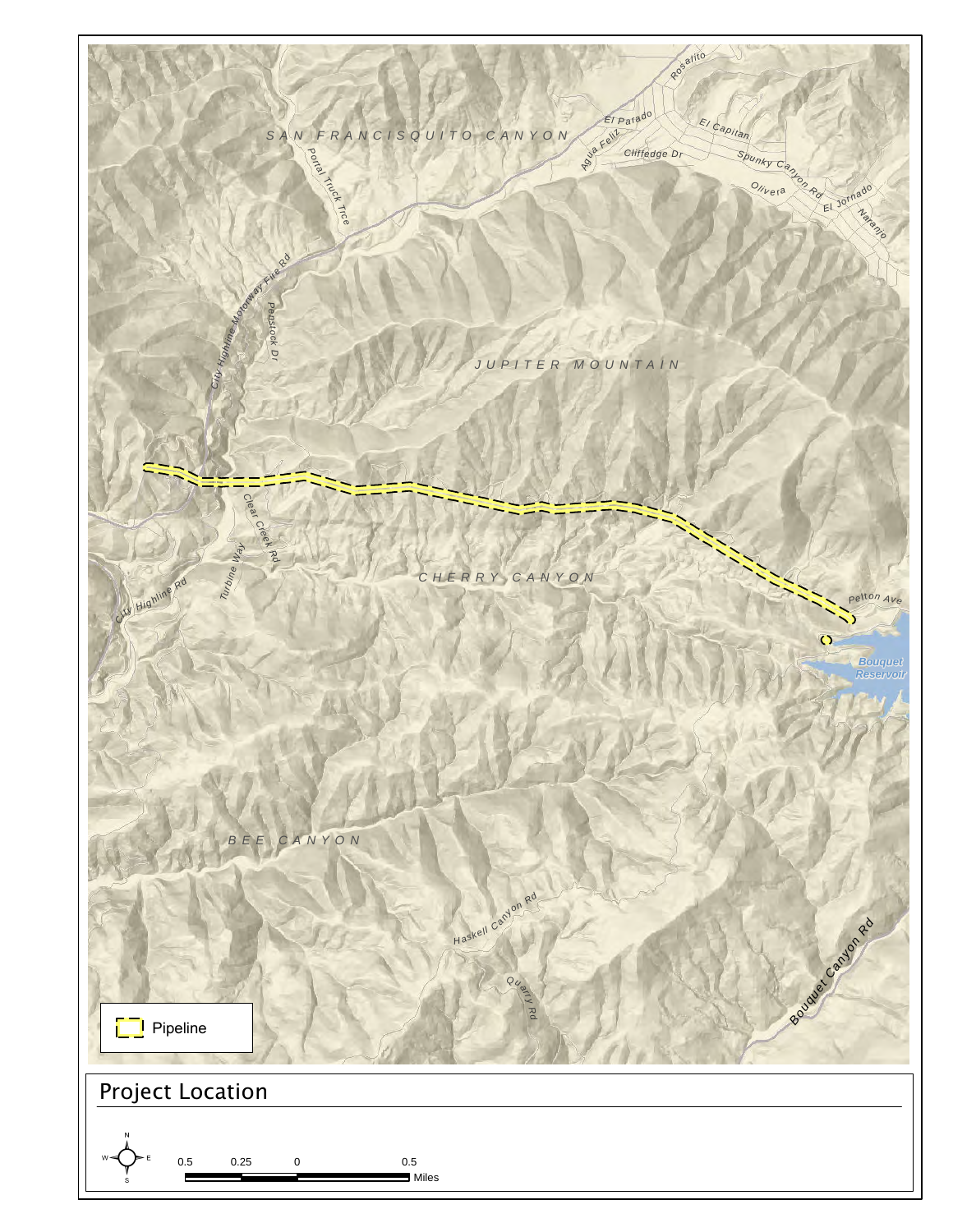SAN FRANCISQUITO CANYON

Rosarito

El Parado

El Capitan

Agua Feliz

Cliffedge Dr

Spunky Canyon Rd

Olivera

El Jornado

Naranjo

Portal Truck Trce

City Highline Motorway Fire Rd

Penstock Dr

JUPITER MOUNTAIN

Clear Creek Rd

Turbine Way

City Highline Rd

CHERRY CANYON

Pelton Ave

Bouquet Reservoir

BEE CANYON

Haskell Canyon Rd

Quarry Rd

Bouquet Canyon Rd

Pipeline

## Project Location

N
W E
S

0.5 0.25 0 0.5
Miles